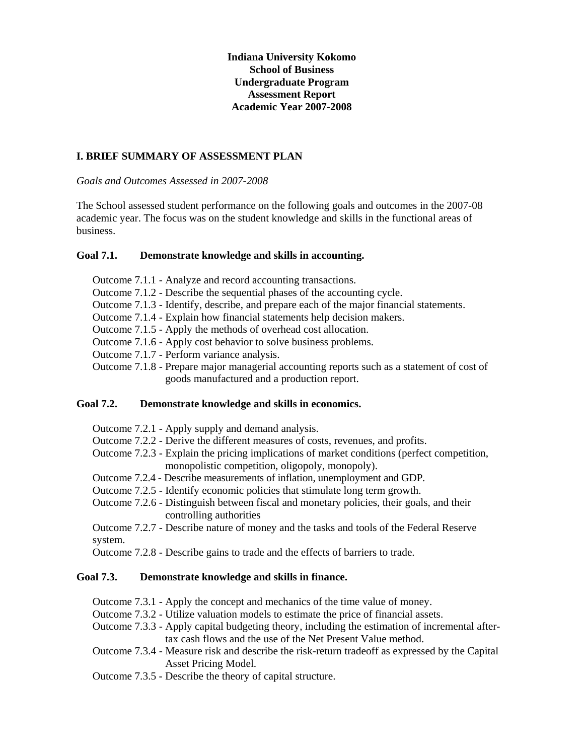**Indiana University Kokomo**
**School of Business**
**Undergraduate Program**
**Assessment Report**
**Academic Year 2007-2008**

## I. BRIEF SUMMARY OF ASSESSMENT PLAN

*Goals and Outcomes Assessed in 2007-2008*

The School assessed student performance on the following goals and outcomes in the 2007-08 academic year. The focus was on the student knowledge and skills in the functional areas of business.

### Goal 7.1. Demonstrate knowledge and skills in accounting.

- Outcome 7.1.1 - Analyze and record accounting transactions.
- Outcome 7.1.2 - Describe the sequential phases of the accounting cycle.
- Outcome 7.1.3 - Identify, describe, and prepare each of the major financial statements.
- Outcome 7.1.4 - Explain how financial statements help decision makers.
- Outcome 7.1.5 - Apply the methods of overhead cost allocation.
- Outcome 7.1.6 - Apply cost behavior to solve business problems.
- Outcome 7.1.7 - Perform variance analysis.
- Outcome 7.1.8 - Prepare major managerial accounting reports such as a statement of cost of goods manufactured and a production report.

### Goal 7.2. Demonstrate knowledge and skills in economics.

- Outcome 7.2.1 - Apply supply and demand analysis.
- Outcome 7.2.2 - Derive the different measures of costs, revenues, and profits.
- Outcome 7.2.3 - Explain the pricing implications of market conditions (perfect competition, monopolistic competition, oligopoly, monopoly).
- Outcome 7.2.4 - Describe measurements of inflation, unemployment and GDP.
- Outcome 7.2.5 - Identify economic policies that stimulate long term growth.
- Outcome 7.2.6 - Distinguish between fiscal and monetary policies, their goals, and their controlling authorities
- Outcome 7.2.7 - Describe nature of money and the tasks and tools of the Federal Reserve system.
- Outcome 7.2.8 - Describe gains to trade and the effects of barriers to trade.

### Goal 7.3. Demonstrate knowledge and skills in finance.

- Outcome 7.3.1 - Apply the concept and mechanics of the time value of money.
- Outcome 7.3.2 - Utilize valuation models to estimate the price of financial assets.
- Outcome 7.3.3 - Apply capital budgeting theory, including the estimation of incremental after-tax cash flows and the use of the Net Present Value method.
- Outcome 7.3.4 - Measure risk and describe the risk-return tradeoff as expressed by the Capital Asset Pricing Model.
- Outcome 7.3.5 - Describe the theory of capital structure.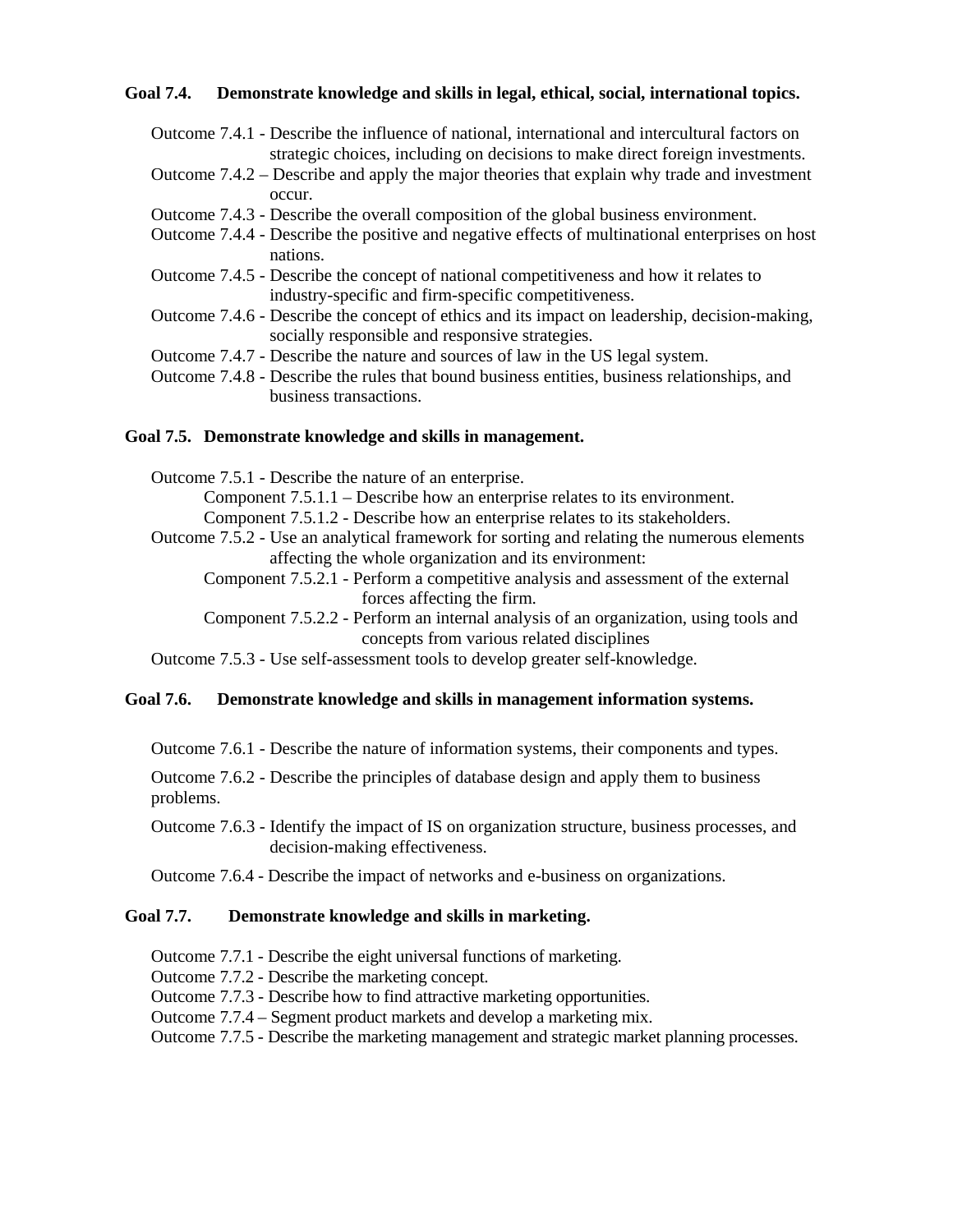**Goal 7.4. Demonstrate knowledge and skills in legal, ethical, social, international topics.**

- Outcome 7.4.1 - Describe the influence of national, international and intercultural factors on strategic choices, including on decisions to make direct foreign investments.
- Outcome 7.4.2 – Describe and apply the major theories that explain why trade and investment occur.
- Outcome 7.4.3 - Describe the overall composition of the global business environment.
- Outcome 7.4.4 - Describe the positive and negative effects of multinational enterprises on host nations.
- Outcome 7.4.5 - Describe the concept of national competitiveness and how it relates to industry-specific and firm-specific competitiveness.
- Outcome 7.4.6 - Describe the concept of ethics and its impact on leadership, decision-making, socially responsible and responsive strategies.
- Outcome 7.4.7 - Describe the nature and sources of law in the US legal system.
- Outcome 7.4.8 - Describe the rules that bound business entities, business relationships, and business transactions.

**Goal 7.5. Demonstrate knowledge and skills in management.**

- Outcome 7.5.1 - Describe the nature of an enterprise.
    - Component 7.5.1.1 – Describe how an enterprise relates to its environment.
    - Component 7.5.1.2 - Describe how an enterprise relates to its stakeholders.
- Outcome 7.5.2 - Use an analytical framework for sorting and relating the numerous elements affecting the whole organization and its environment:
    - Component 7.5.2.1 - Perform a competitive analysis and assessment of the external forces affecting the firm.
    - Component 7.5.2.2 - Perform an internal analysis of an organization, using tools and concepts from various related disciplines
- Outcome 7.5.3 - Use self-assessment tools to develop greater self-knowledge.

**Goal 7.6. Demonstrate knowledge and skills in management information systems.**

- Outcome 7.6.1 - Describe the nature of information systems, their components and types.
- Outcome 7.6.2 - Describe the principles of database design and apply them to business problems.
- Outcome 7.6.3 - Identify the impact of IS on organization structure, business processes, and decision-making effectiveness.
- Outcome 7.6.4 - Describe the impact of networks and e-business on organizations.

**Goal 7.7. Demonstrate knowledge and skills in marketing.**

- Outcome 7.7.1 - Describe the eight universal functions of marketing.
- Outcome 7.7.2 - Describe the marketing concept.
- Outcome 7.7.3 - Describe how to find attractive marketing opportunities.
- Outcome 7.7.4 – Segment product markets and develop a marketing mix.
- Outcome 7.7.5 - Describe the marketing management and strategic market planning processes.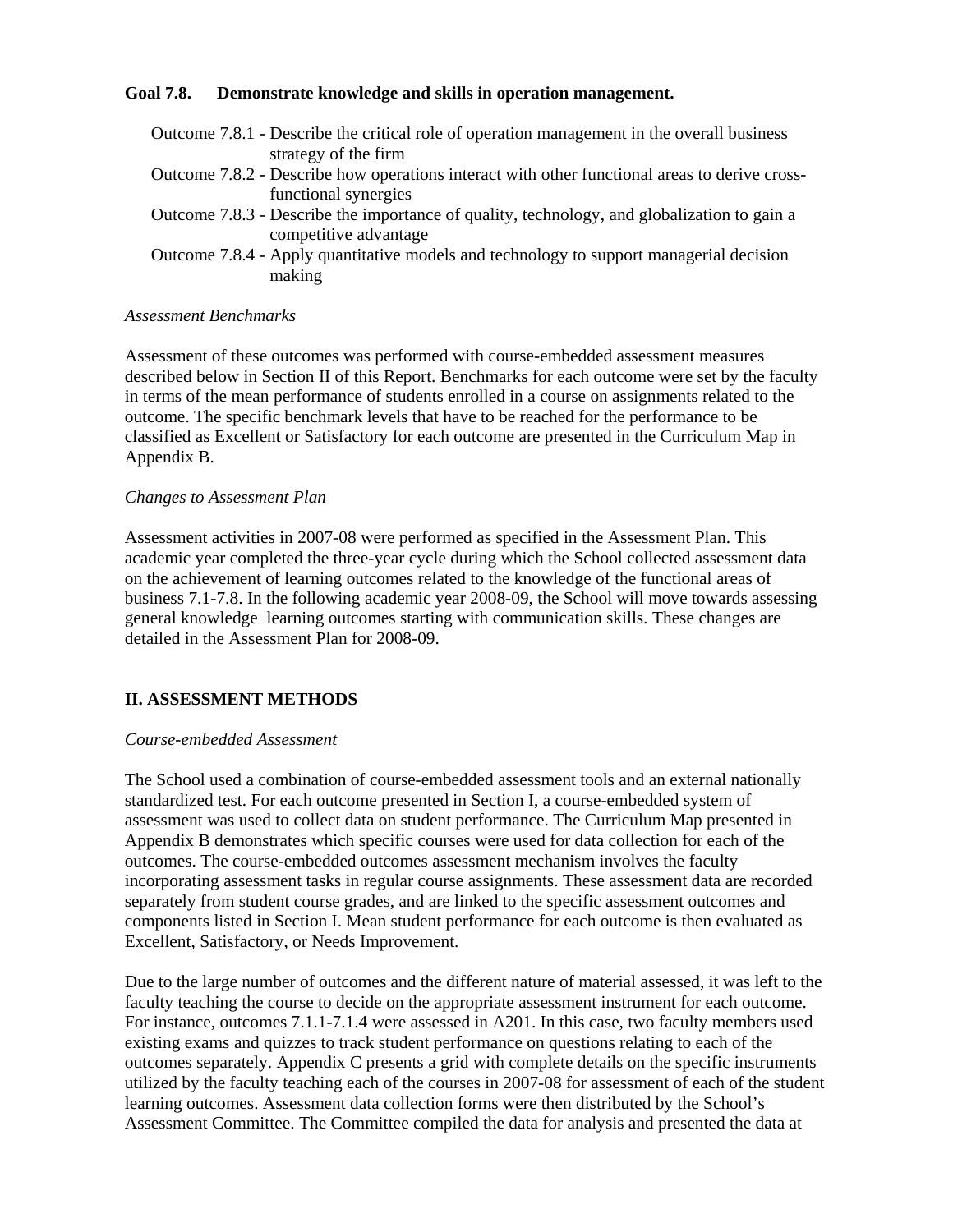**Goal 7.8. Demonstrate knowledge and skills in operation management.**

- Outcome 7.8.1 - Describe the critical role of operation management in the overall business strategy of the firm
- Outcome 7.8.2 - Describe how operations interact with other functional areas to derive cross-functional synergies
- Outcome 7.8.3 - Describe the importance of quality, technology, and globalization to gain a competitive advantage
- Outcome 7.8.4 - Apply quantitative models and technology to support managerial decision making

*Assessment Benchmarks*

Assessment of these outcomes was performed with course-embedded assessment measures described below in Section II of this Report. Benchmarks for each outcome were set by the faculty in terms of the mean performance of students enrolled in a course on assignments related to the outcome. The specific benchmark levels that have to be reached for the performance to be classified as Excellent or Satisfactory for each outcome are presented in the Curriculum Map in Appendix B.

*Changes to Assessment Plan*

Assessment activities in 2007-08 were performed as specified in the Assessment Plan. This academic year completed the three-year cycle during which the School collected assessment data on the achievement of learning outcomes related to the knowledge of the functional areas of business 7.1-7.8. In the following academic year 2008-09, the School will move towards assessing general knowledge learning outcomes starting with communication skills. These changes are detailed in the Assessment Plan for 2008-09.

## II. ASSESSMENT METHODS

*Course-embedded Assessment*

The School used a combination of course-embedded assessment tools and an external nationally standardized test. For each outcome presented in Section I, a course-embedded system of assessment was used to collect data on student performance. The Curriculum Map presented in Appendix B demonstrates which specific courses were used for data collection for each of the outcomes. The course-embedded outcomes assessment mechanism involves the faculty incorporating assessment tasks in regular course assignments. These assessment data are recorded separately from student course grades, and are linked to the specific assessment outcomes and components listed in Section I. Mean student performance for each outcome is then evaluated as Excellent, Satisfactory, or Needs Improvement.

Due to the large number of outcomes and the different nature of material assessed, it was left to the faculty teaching the course to decide on the appropriate assessment instrument for each outcome. For instance, outcomes 7.1.1-7.1.4 were assessed in A201. In this case, two faculty members used existing exams and quizzes to track student performance on questions relating to each of the outcomes separately. Appendix C presents a grid with complete details on the specific instruments utilized by the faculty teaching each of the courses in 2007-08 for assessment of each of the student learning outcomes. Assessment data collection forms were then distributed by the School's Assessment Committee. The Committee compiled the data for analysis and presented the data at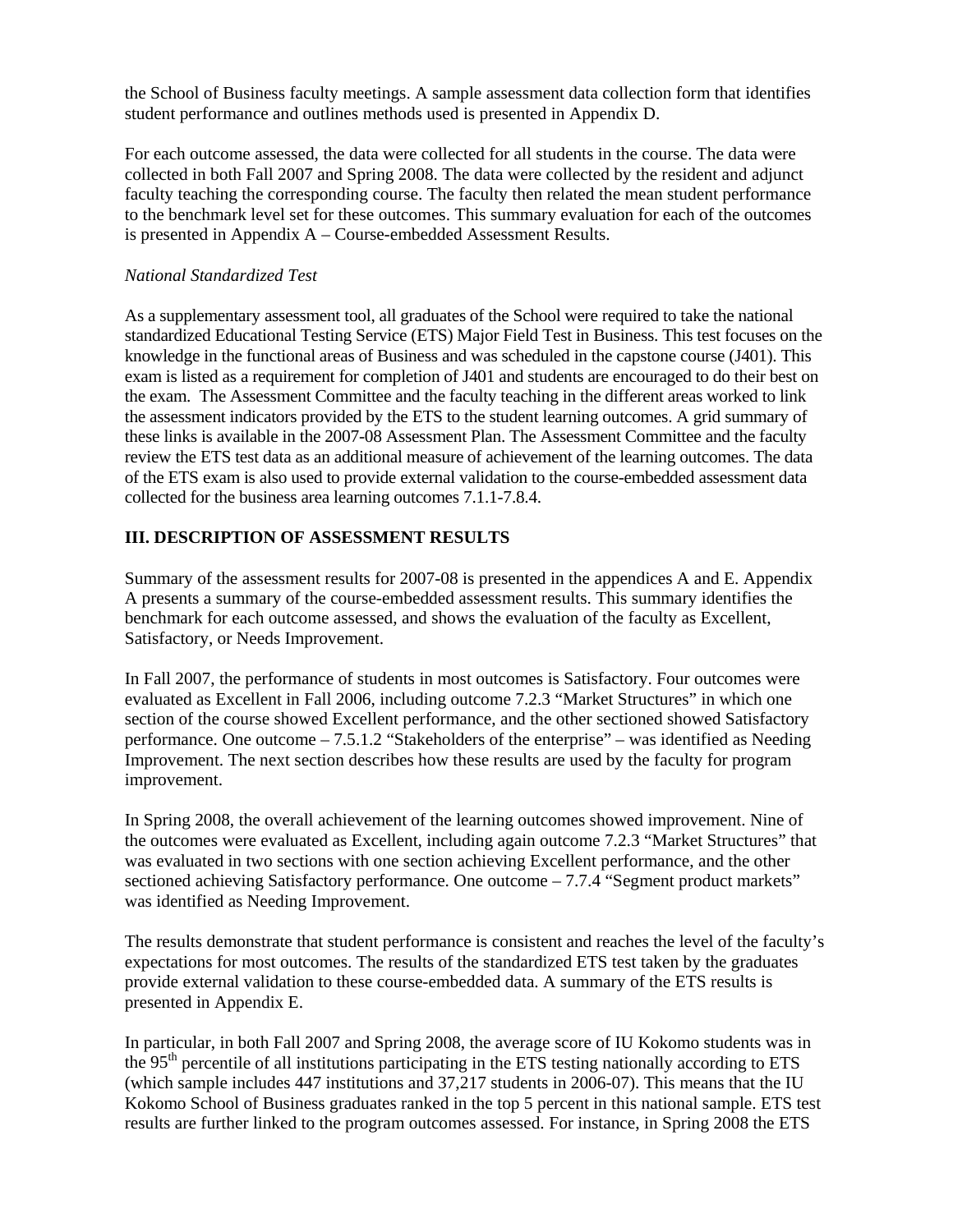the School of Business faculty meetings. A sample assessment data collection form that identifies student performance and outlines methods used is presented in Appendix D.

For each outcome assessed, the data were collected for all students in the course. The data were collected in both Fall 2007 and Spring 2008. The data were collected by the resident and adjunct faculty teaching the corresponding course. The faculty then related the mean student performance to the benchmark level set for these outcomes. This summary evaluation for each of the outcomes is presented in Appendix A – Course-embedded Assessment Results.

*National Standardized Test*

As a supplementary assessment tool, all graduates of the School were required to take the national standardized Educational Testing Service (ETS) Major Field Test in Business. This test focuses on the knowledge in the functional areas of Business and was scheduled in the capstone course (J401). This exam is listed as a requirement for completion of J401 and students are encouraged to do their best on the exam. The Assessment Committee and the faculty teaching in the different areas worked to link the assessment indicators provided by the ETS to the student learning outcomes. A grid summary of these links is available in the 2007-08 Assessment Plan. The Assessment Committee and the faculty review the ETS test data as an additional measure of achievement of the learning outcomes. The data of the ETS exam is also used to provide external validation to the course-embedded assessment data collected for the business area learning outcomes 7.1.1-7.8.4.

## III. DESCRIPTION OF ASSESSMENT RESULTS

Summary of the assessment results for 2007-08 is presented in the appendices A and E. Appendix A presents a summary of the course-embedded assessment results. This summary identifies the benchmark for each outcome assessed, and shows the evaluation of the faculty as Excellent, Satisfactory, or Needs Improvement.

In Fall 2007, the performance of students in most outcomes is Satisfactory. Four outcomes were evaluated as Excellent in Fall 2006, including outcome 7.2.3 "Market Structures" in which one section of the course showed Excellent performance, and the other sectioned showed Satisfactory performance. One outcome – 7.5.1.2 "Stakeholders of the enterprise" – was identified as Needing Improvement. The next section describes how these results are used by the faculty for program improvement.

In Spring 2008, the overall achievement of the learning outcomes showed improvement. Nine of the outcomes were evaluated as Excellent, including again outcome 7.2.3 "Market Structures" that was evaluated in two sections with one section achieving Excellent performance, and the other sectioned achieving Satisfactory performance. One outcome – 7.7.4 "Segment product markets" was identified as Needing Improvement.

The results demonstrate that student performance is consistent and reaches the level of the faculty's expectations for most outcomes. The results of the standardized ETS test taken by the graduates provide external validation to these course-embedded data. A summary of the ETS results is presented in Appendix E.

In particular, in both Fall 2007 and Spring 2008, the average score of IU Kokomo students was in the 95th percentile of all institutions participating in the ETS testing nationally according to ETS (which sample includes 447 institutions and 37,217 students in 2006-07). This means that the IU Kokomo School of Business graduates ranked in the top 5 percent in this national sample. ETS test results are further linked to the program outcomes assessed. For instance, in Spring 2008 the ETS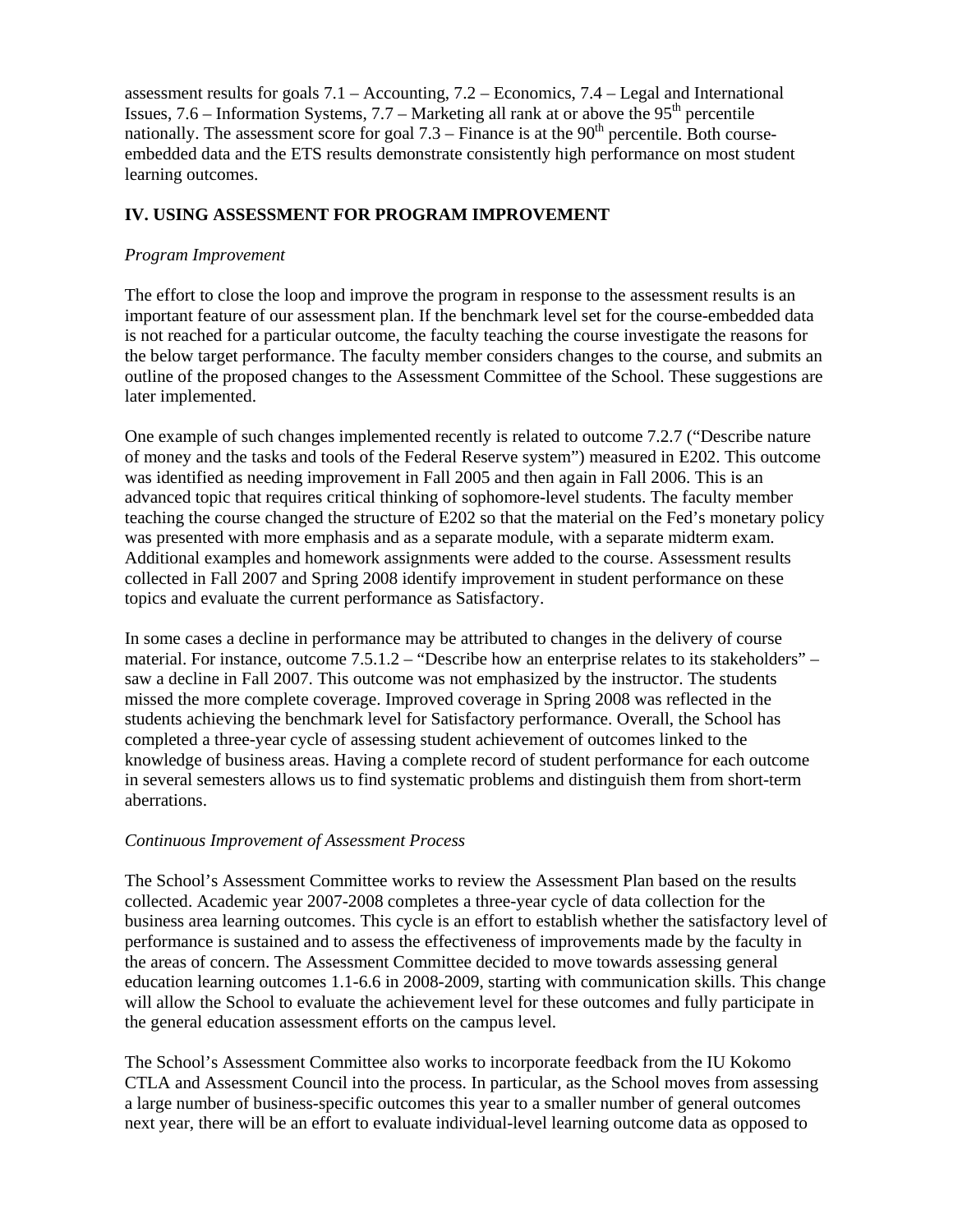assessment results for goals 7.1 – Accounting, 7.2 – Economics, 7.4 – Legal and International Issues, 7.6 – Information Systems, 7.7 – Marketing all rank at or above the 95th percentile nationally. The assessment score for goal 7.3 – Finance is at the 90th percentile. Both course-embedded data and the ETS results demonstrate consistently high performance on most student learning outcomes.

## IV. USING ASSESSMENT FOR PROGRAM IMPROVEMENT

*Program Improvement*

The effort to close the loop and improve the program in response to the assessment results is an important feature of our assessment plan. If the benchmark level set for the course-embedded data is not reached for a particular outcome, the faculty teaching the course investigate the reasons for the below target performance. The faculty member considers changes to the course, and submits an outline of the proposed changes to the Assessment Committee of the School. These suggestions are later implemented.

One example of such changes implemented recently is related to outcome 7.2.7 ("Describe nature of money and the tasks and tools of the Federal Reserve system") measured in E202. This outcome was identified as needing improvement in Fall 2005 and then again in Fall 2006. This is an advanced topic that requires critical thinking of sophomore-level students. The faculty member teaching the course changed the structure of E202 so that the material on the Fed's monetary policy was presented with more emphasis and as a separate module, with a separate midterm exam. Additional examples and homework assignments were added to the course. Assessment results collected in Fall 2007 and Spring 2008 identify improvement in student performance on these topics and evaluate the current performance as Satisfactory.

In some cases a decline in performance may be attributed to changes in the delivery of course material. For instance, outcome 7.5.1.2 – "Describe how an enterprise relates to its stakeholders" – saw a decline in Fall 2007. This outcome was not emphasized by the instructor. The students missed the more complete coverage. Improved coverage in Spring 2008 was reflected in the students achieving the benchmark level for Satisfactory performance. Overall, the School has completed a three-year cycle of assessing student achievement of outcomes linked to the knowledge of business areas. Having a complete record of student performance for each outcome in several semesters allows us to find systematic problems and distinguish them from short-term aberrations.

*Continuous Improvement of Assessment Process*

The School's Assessment Committee works to review the Assessment Plan based on the results collected. Academic year 2007-2008 completes a three-year cycle of data collection for the business area learning outcomes. This cycle is an effort to establish whether the satisfactory level of performance is sustained and to assess the effectiveness of improvements made by the faculty in the areas of concern. The Assessment Committee decided to move towards assessing general education learning outcomes 1.1-6.6 in 2008-2009, starting with communication skills. This change will allow the School to evaluate the achievement level for these outcomes and fully participate in the general education assessment efforts on the campus level.

The School's Assessment Committee also works to incorporate feedback from the IU Kokomo CTLA and Assessment Council into the process. In particular, as the School moves from assessing a large number of business-specific outcomes this year to a smaller number of general outcomes next year, there will be an effort to evaluate individual-level learning outcome data as opposed to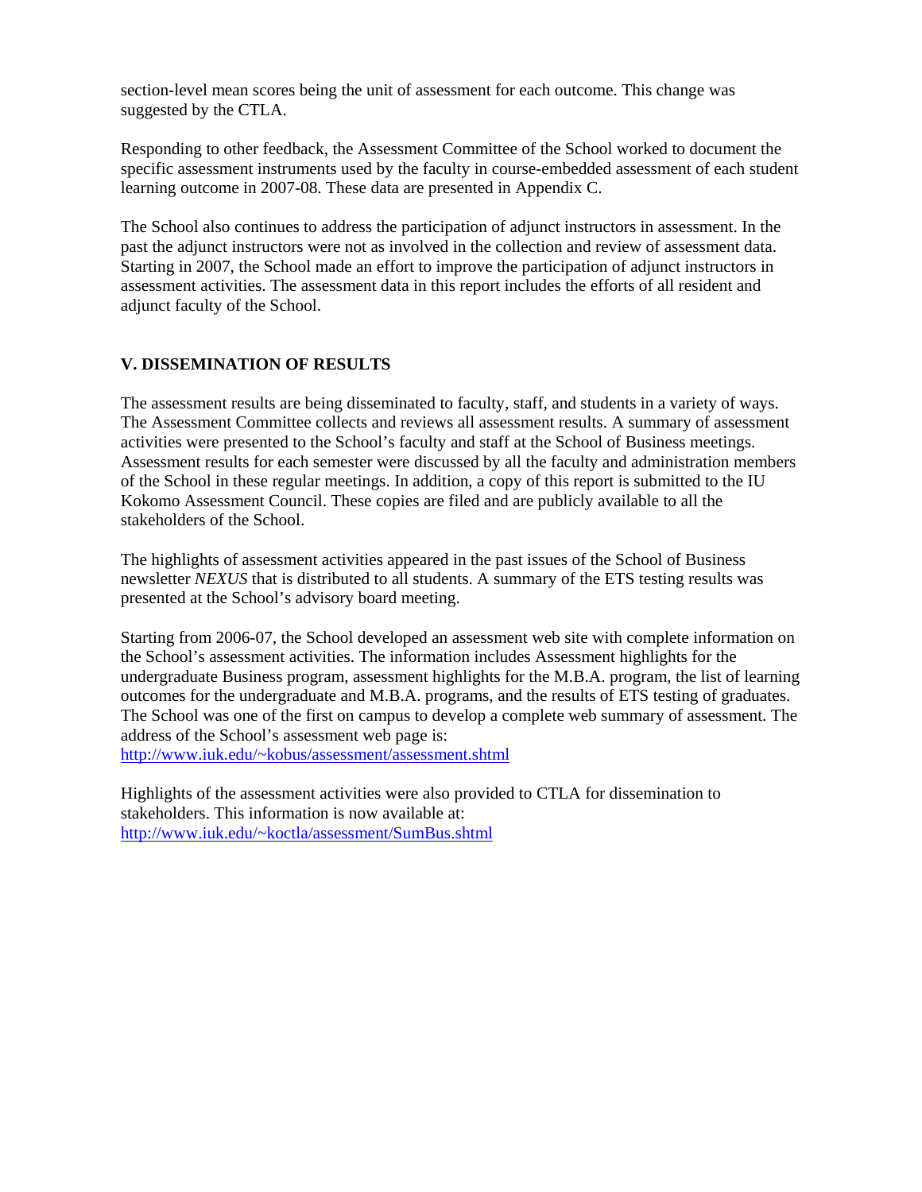section-level mean scores being the unit of assessment for each outcome. This change was suggested by the CTLA.

Responding to other feedback, the Assessment Committee of the School worked to document the specific assessment instruments used by the faculty in course-embedded assessment of each student learning outcome in 2007-08. These data are presented in Appendix C.

The School also continues to address the participation of adjunct instructors in assessment. In the past the adjunct instructors were not as involved in the collection and review of assessment data. Starting in 2007, the School made an effort to improve the participation of adjunct instructors in assessment activities. The assessment data in this report includes the efforts of all resident and adjunct faculty of the School.

## V. DISSEMINATION OF RESULTS

The assessment results are being disseminated to faculty, staff, and students in a variety of ways. The Assessment Committee collects and reviews all assessment results. A summary of assessment activities were presented to the School's faculty and staff at the School of Business meetings. Assessment results for each semester were discussed by all the faculty and administration members of the School in these regular meetings. In addition, a copy of this report is submitted to the IU Kokomo Assessment Council. These copies are filed and are publicly available to all the stakeholders of the School.

The highlights of assessment activities appeared in the past issues of the School of Business newsletter *NEXUS* that is distributed to all students. A summary of the ETS testing results was presented at the School's advisory board meeting.

Starting from 2006-07, the School developed an assessment web site with complete information on the School's assessment activities. The information includes Assessment highlights for the undergraduate Business program, assessment highlights for the M.B.A. program, the list of learning outcomes for the undergraduate and M.B.A. programs, and the results of ETS testing of graduates. The School was one of the first on campus to develop a complete web summary of assessment. The address of the School's assessment web page is:
[http://www.iuk.edu/~kobus/assessment/assessment.shtml](http://www.iuk.edu/~kobus/assessment/assessment.shtml)

Highlights of the assessment activities were also provided to CTLA for dissemination to stakeholders. This information is now available at:
[http://www.iuk.edu/~koctla/assessment/SumBus.shtml](http://www.iuk.edu/~koctla/assessment/SumBus.shtml)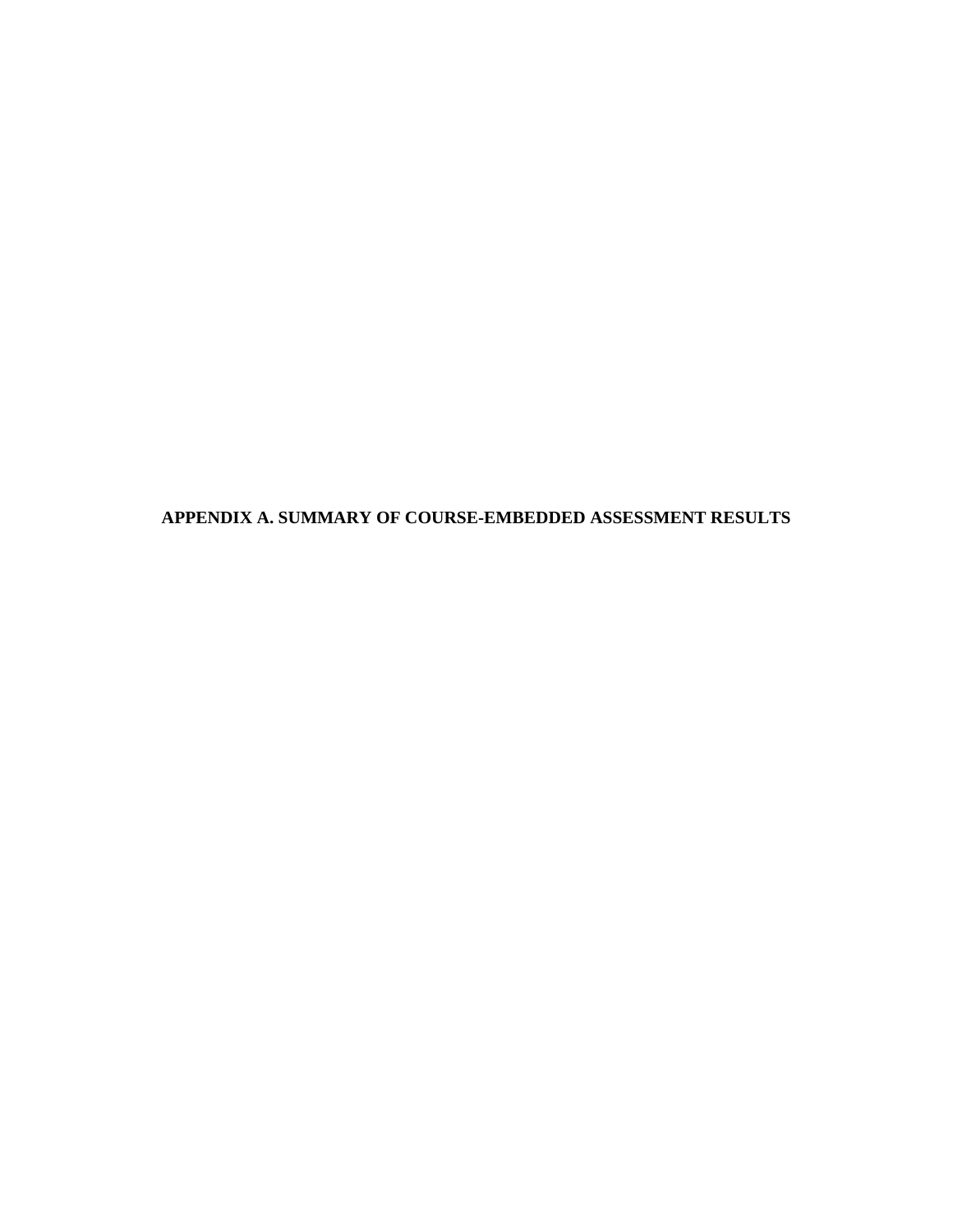# APPENDIX A. SUMMARY OF COURSE-EMBEDDED ASSESSMENT RESULTS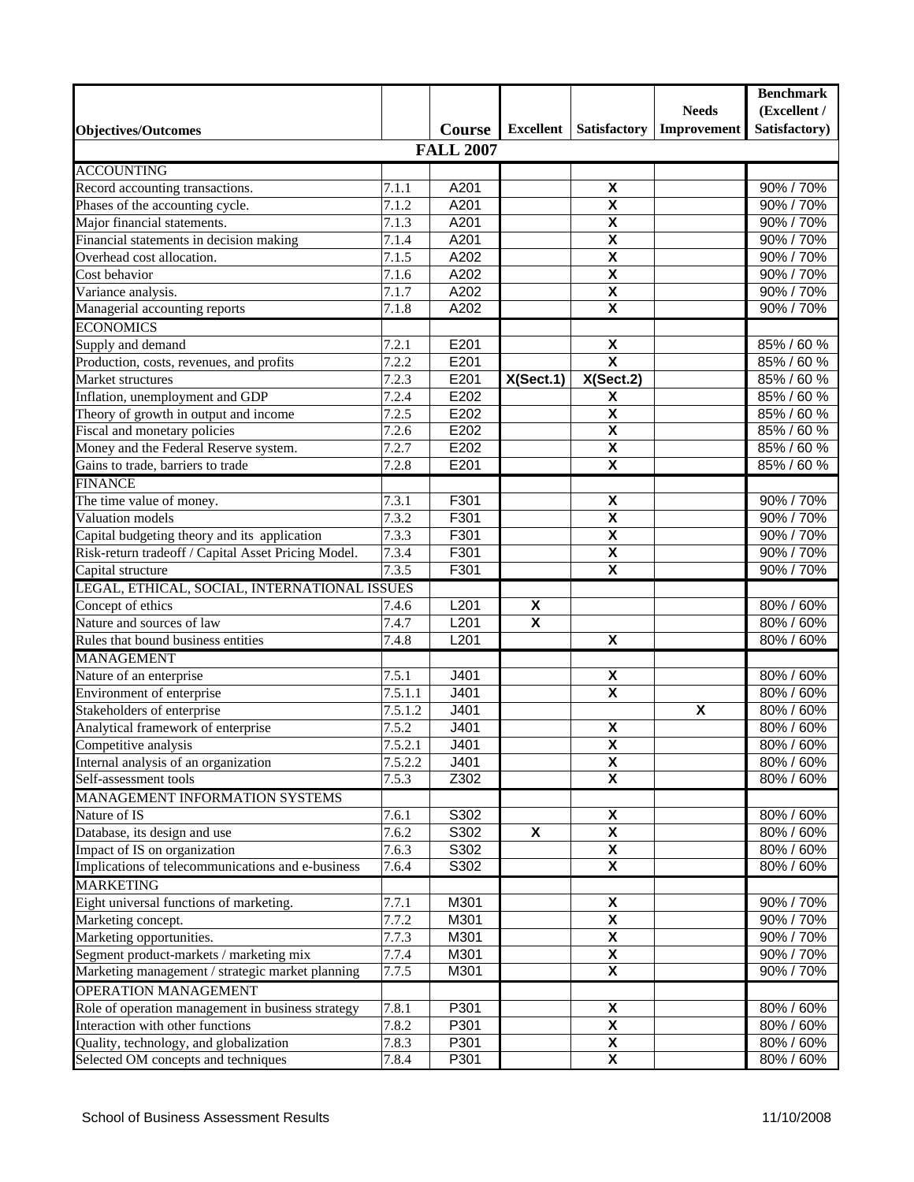| Objectives/Outcomes | | Course | Excellent | Satisfactory | Needs Improvement | Benchmark (Excellent / Satisfactory) |
|---|---|---|---|---|---|---|
| | | **FALL 2007** | | | | |
| ACCOUNTING | | | | | | |
| Record accounting transactions. | 7.1.1 | A201 | | X | | 90% / 70% |
| Phases of the accounting cycle. | 7.1.2 | A201 | | X | | 90% / 70% |
| Major financial statements. | 7.1.3 | A201 | | X | | 90% / 70% |
| Financial statements in decision making | 7.1.4 | A201 | | X | | 90% / 70% |
| Overhead cost allocation. | 7.1.5 | A202 | | X | | 90% / 70% |
| Cost behavior | 7.1.6 | A202 | | X | | 90% / 70% |
| Variance analysis. | 7.1.7 | A202 | | X | | 90% / 70% |
| Managerial accounting reports | 7.1.8 | A202 | | X | | 90% / 70% |
| ECONOMICS | | | | | | |
| Supply and demand | 7.2.1 | E201 | | X | | 85% / 60 % |
| Production, costs, revenues, and profits | 7.2.2 | E201 | | X | | 85% / 60 % |
| Market structures | 7.2.3 | E201 | X(Sect.1) | X(Sect.2) | | 85% / 60 % |
| Inflation, unemployment and GDP | 7.2.4 | E202 | | X | | 85% / 60 % |
| Theory of growth in output and income | 7.2.5 | E202 | | X | | 85% / 60 % |
| Fiscal and monetary policies | 7.2.6 | E202 | | X | | 85% / 60 % |
| Money and the Federal Reserve system. | 7.2.7 | E202 | | X | | 85% / 60 % |
| Gains to trade, barriers to trade | 7.2.8 | E201 | | X | | 85% / 60 % |
| FINANCE | | | | | | |
| The time value of money. | 7.3.1 | F301 | | X | | 90% / 70% |
| Valuation models | 7.3.2 | F301 | | X | | 90% / 70% |
| Capital budgeting theory and its application | 7.3.3 | F301 | | X | | 90% / 70% |
| Risk-return tradeoff / Capital Asset Pricing Model. | 7.3.4 | F301 | | X | | 90% / 70% |
| Capital structure | 7.3.5 | F301 | | X | | 90% / 70% |
| LEGAL, ETHICAL, SOCIAL, INTERNATIONAL ISSUES | | | | | | |
| Concept of ethics | 7.4.6 | L201 | X | | | 80% / 60% |
| Nature and sources of law | 7.4.7 | L201 | X | | | 80% / 60% |
| Rules that bound business entities | 7.4.8 | L201 | | X | | 80% / 60% |
| MANAGEMENT | | | | | | |
| Nature of an enterprise | 7.5.1 | J401 | | X | | 80% / 60% |
| Environment of enterprise | 7.5.1.1 | J401 | | X | | 80% / 60% |
| Stakeholders of enterprise | 7.5.1.2 | J401 | | | X | 80% / 60% |
| Analytical framework of enterprise | 7.5.2 | J401 | | X | | 80% / 60% |
| Competitive analysis | 7.5.2.1 | J401 | | X | | 80% / 60% |
| Internal analysis of an organization | 7.5.2.2 | J401 | | X | | 80% / 60% |
| Self-assessment tools | 7.5.3 | Z302 | | X | | 80% / 60% |
| MANAGEMENT INFORMATION SYSTEMS | | | | | | |
| Nature of IS | 7.6.1 | S302 | | X | | 80% / 60% |
| Database, its design and use | 7.6.2 | S302 | X | X | | 80% / 60% |
| Impact of IS on organization | 7.6.3 | S302 | | X | | 80% / 60% |
| Implications of telecommunications and e-business | 7.6.4 | S302 | | X | | 80% / 60% |
| MARKETING | | | | | | |
| Eight universal functions of marketing. | 7.7.1 | M301 | | X | | 90% / 70% |
| Marketing concept. | 7.7.2 | M301 | | X | | 90% / 70% |
| Marketing opportunities. | 7.7.3 | M301 | | X | | 90% / 70% |
| Segment product-markets / marketing mix | 7.7.4 | M301 | | X | | 90% / 70% |
| Marketing management / strategic market planning | 7.7.5 | M301 | | X | | 90% / 70% |
| OPERATION MANAGEMENT | | | | | | |
| Role of operation management in business strategy | 7.8.1 | P301 | | X | | 80% / 60% |
| Interaction with other functions | 7.8.2 | P301 | | X | | 80% / 60% |
| Quality, technology, and globalization | 7.8.3 | P301 | | X | | 80% / 60% |
| Selected OM concepts and techniques | 7.8.4 | P301 | | X | | 80% / 60% |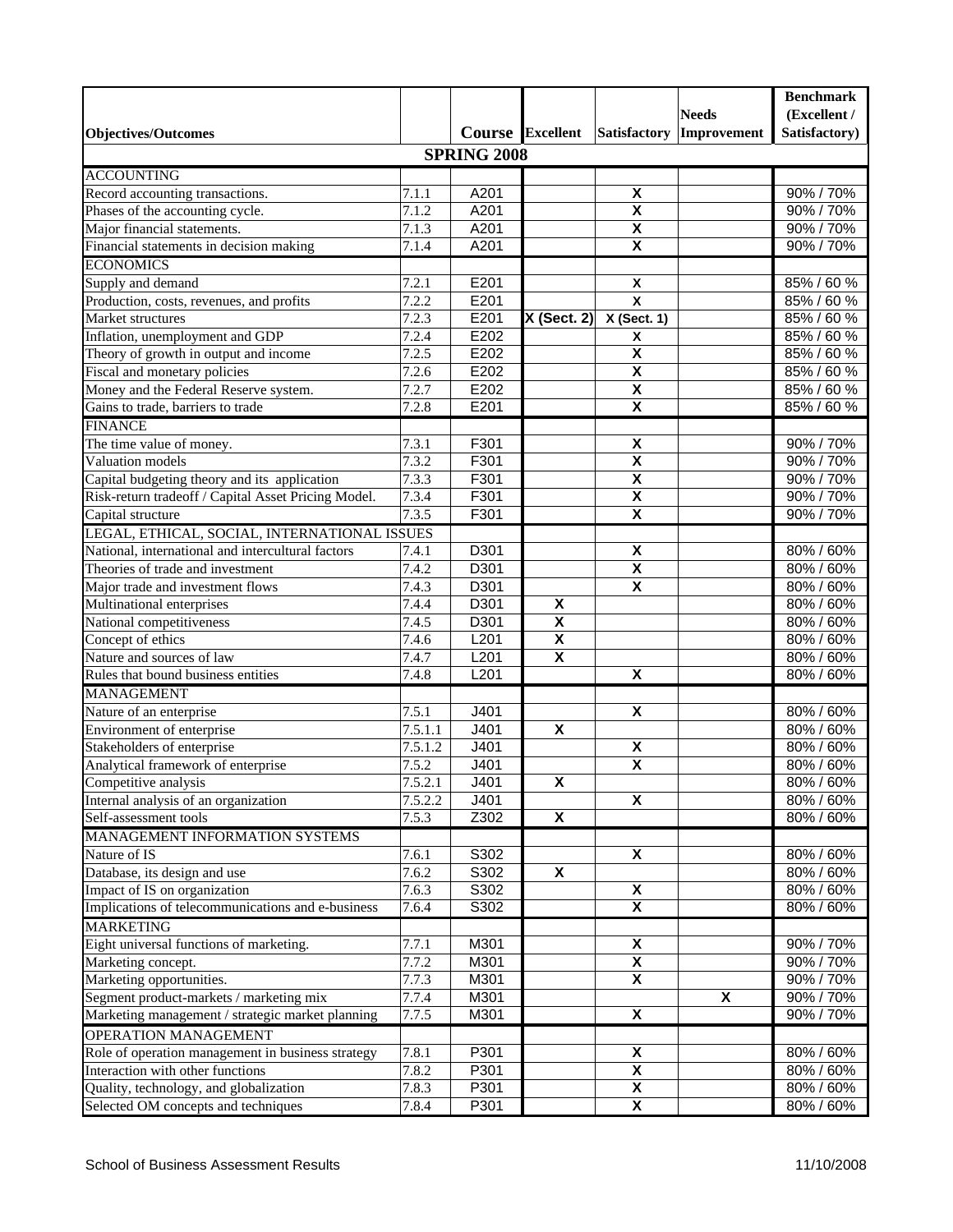| Objectives/Outcomes | | Course | Excellent | Satisfactory | Needs Improvement | Benchmark (Excellent / Satisfactory) |
|---|---|---|---|---|---|---|
| **SPRING 2008** | | | | | | |
| ACCOUNTING | | | | | | |
| Record accounting transactions. | 7.1.1 | A201 | | X | | 90% / 70% |
| Phases of the accounting cycle. | 7.1.2 | A201 | | X | | 90% / 70% |
| Major financial statements. | 7.1.3 | A201 | | X | | 90% / 70% |
| Financial statements in decision making | 7.1.4 | A201 | | X | | 90% / 70% |
| ECONOMICS | | | | | | |
| Supply and demand | 7.2.1 | E201 | | X | | 85% / 60 % |
| Production, costs, revenues, and profits | 7.2.2 | E201 | | X | | 85% / 60 % |
| Market structures | 7.2.3 | E201 | X (Sect. 2) | X (Sect. 1) | | 85% / 60 % |
| Inflation, unemployment and GDP | 7.2.4 | E202 | | X | | 85% / 60 % |
| Theory of growth in output and income | 7.2.5 | E202 | | X | | 85% / 60 % |
| Fiscal and monetary policies | 7.2.6 | E202 | | X | | 85% / 60 % |
| Money and the Federal Reserve system. | 7.2.7 | E202 | | X | | 85% / 60 % |
| Gains to trade, barriers to trade | 7.2.8 | E201 | | X | | 85% / 60 % |
| FINANCE | | | | | | |
| The time value of money. | 7.3.1 | F301 | | X | | 90% / 70% |
| Valuation models | 7.3.2 | F301 | | X | | 90% / 70% |
| Capital budgeting theory and its application | 7.3.3 | F301 | | X | | 90% / 70% |
| Risk-return tradeoff / Capital Asset Pricing Model. | 7.3.4 | F301 | | X | | 90% / 70% |
| Capital structure | 7.3.5 | F301 | | X | | 90% / 70% |
| LEGAL, ETHICAL, SOCIAL, INTERNATIONAL ISSUES | | | | | | |
| National, international and intercultural factors | 7.4.1 | D301 | | X | | 80% / 60% |
| Theories of trade and investment | 7.4.2 | D301 | | X | | 80% / 60% |
| Major trade and investment flows | 7.4.3 | D301 | | X | | 80% / 60% |
| Multinational enterprises | 7.4.4 | D301 | X | | | 80% / 60% |
| National competitiveness | 7.4.5 | D301 | X | | | 80% / 60% |
| Concept of ethics | 7.4.6 | L201 | X | | | 80% / 60% |
| Nature and sources of law | 7.4.7 | L201 | X | | | 80% / 60% |
| Rules that bound business entities | 7.4.8 | L201 | | X | | 80% / 60% |
| MANAGEMENT | | | | | | |
| Nature of an enterprise | 7.5.1 | J401 | | X | | 80% / 60% |
| Environment of enterprise | 7.5.1.1 | J401 | X | | | 80% / 60% |
| Stakeholders of enterprise | 7.5.1.2 | J401 | | X | | 80% / 60% |
| Analytical framework of enterprise | 7.5.2 | J401 | | X | | 80% / 60% |
| Competitive analysis | 7.5.2.1 | J401 | X | | | 80% / 60% |
| Internal analysis of an organization | 7.5.2.2 | J401 | | X | | 80% / 60% |
| Self-assessment tools | 7.5.3 | Z302 | X | | | 80% / 60% |
| MANAGEMENT INFORMATION SYSTEMS | | | | | | |
| Nature of IS | 7.6.1 | S302 | | X | | 80% / 60% |
| Database, its design and use | 7.6.2 | S302 | X | | | 80% / 60% |
| Impact of IS on organization | 7.6.3 | S302 | | X | | 80% / 60% |
| Implications of telecommunications and e-business | 7.6.4 | S302 | | X | | 80% / 60% |
| MARKETING | | | | | | |
| Eight universal functions of marketing. | 7.7.1 | M301 | | X | | 90% / 70% |
| Marketing concept. | 7.7.2 | M301 | | X | | 90% / 70% |
| Marketing opportunities. | 7.7.3 | M301 | | X | | 90% / 70% |
| Segment product-markets / marketing mix | 7.7.4 | M301 | | | X | 90% / 70% |
| Marketing management / strategic market planning | 7.7.5 | M301 | | X | | 90% / 70% |
| OPERATION MANAGEMENT | | | | | | |
| Role of operation management in business strategy | 7.8.1 | P301 | | X | | 80% / 60% |
| Interaction with other functions | 7.8.2 | P301 | | X | | 80% / 60% |
| Quality, technology, and globalization | 7.8.3 | P301 | | X | | 80% / 60% |
| Selected OM concepts and techniques | 7.8.4 | P301 | | X | | 80% / 60% |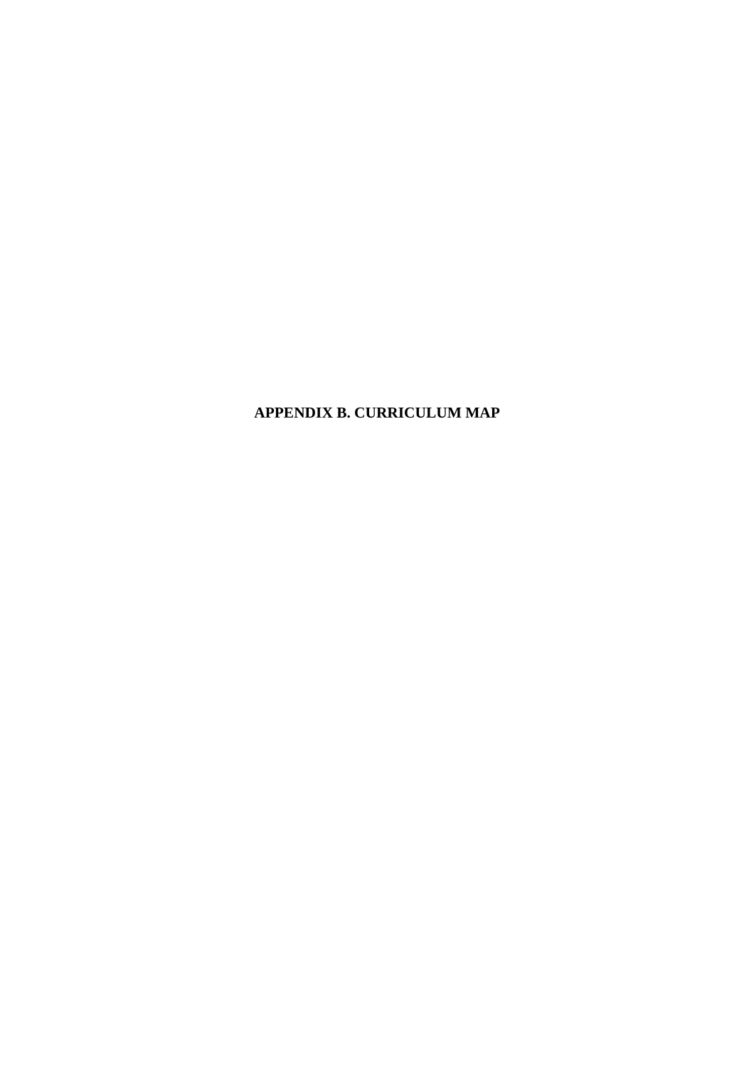# APPENDIX B. CURRICULUM MAP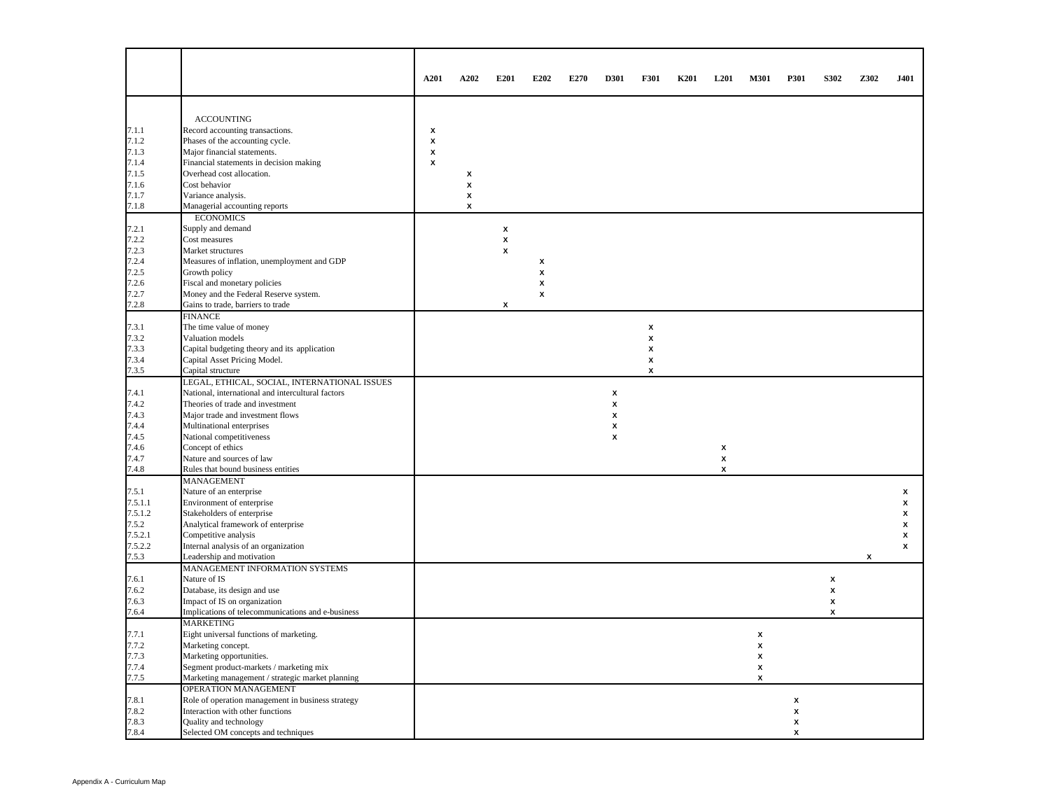| | | A201 | A202 | E201 | E202 | E270 | D301 | F301 | K201 | L201 | M301 | P301 | S302 | Z302 | J401 |
|---|---|---|---|---|---|---|---|---|---|---|---|---|---|---|---|
| | ACCOUNTING | | | | | | | | | | | | | | |
| 7.1.1 | Record accounting transactions. | x | | | | | | | | | | | | | |
| 7.1.2 | Phases of the accounting cycle. | x | | | | | | | | | | | | | |
| 7.1.3 | Major financial statements. | x | | | | | | | | | | | | | |
| 7.1.4 | Financial statements in decision making | x | | | | | | | | | | | | | |
| 7.1.5 | Overhead cost allocation. | | x | | | | | | | | | | | | |
| 7.1.6 | Cost behavior | | x | | | | | | | | | | | | |
| 7.1.7 | Variance analysis. | | x | | | | | | | | | | | | |
| 7.1.8 | Managerial accounting reports | | x | | | | | | | | | | | | |
| | ECONOMICS | | | | | | | | | | | | | | |
| 7.2.1 | Supply and demand | | | x | | | | | | | | | | | |
| 7.2.2 | Cost measures | | | x | | | | | | | | | | | |
| 7.2.3 | Market structures | | | x | | | | | | | | | | | |
| 7.2.4 | Measures of inflation, unemployment and GDP | | | | x | | | | | | | | | | |
| 7.2.5 | Growth policy | | | | x | | | | | | | | | | |
| 7.2.6 | Fiscal and monetary policies | | | | x | | | | | | | | | | |
| 7.2.7 | Money and the Federal Reserve system. | | | | x | | | | | | | | | | |
| 7.2.8 | Gains to trade, barriers to trade | | | x | | | | | | | | | | | |
| | FINANCE | | | | | | | | | | | | | | |
| 7.3.1 | The time value of money | | | | | | | x | | | | | | | |
| 7.3.2 | Valuation models | | | | | | | x | | | | | | | |
| 7.3.3 | Capital budgeting theory and its application | | | | | | | x | | | | | | | |
| 7.3.4 | Capital Asset Pricing Model. | | | | | | | x | | | | | | | |
| 7.3.5 | Capital structure | | | | | | | x | | | | | | | |
| | LEGAL, ETHICAL, SOCIAL, INTERNATIONAL ISSUES | | | | | | | | | | | | | | |
| 7.4.1 | National, international and intercultural factors | | | | | | x | | | | | | | | |
| 7.4.2 | Theories of trade and investment | | | | | | x | | | | | | | | |
| 7.4.3 | Major trade and investment flows | | | | | | x | | | | | | | | |
| 7.4.4 | Multinational enterprises | | | | | | x | | | | | | | | |
| 7.4.5 | National competitiveness | | | | | | x | | | | | | | | |
| 7.4.6 | Concept of ethics | | | | | | | | | x | | | | | |
| 7.4.7 | Nature and sources of law | | | | | | | | | x | | | | | |
| 7.4.8 | Rules that bound business entities | | | | | | | | | x | | | | | |
| | MANAGEMENT | | | | | | | | | | | | | | |
| 7.5.1 | Nature of an enterprise | | | | | | | | | | | | | | x |
| 7.5.1.1 | Environment of enterprise | | | | | | | | | | | | | | x |
| 7.5.1.2 | Stakeholders of enterprise | | | | | | | | | | | | | | x |
| 7.5.2 | Analytical framework of enterprise | | | | | | | | | | | | | | x |
| 7.5.2.1 | Competitive analysis | | | | | | | | | | | | | | x |
| 7.5.2.2 | Internal analysis of an organization | | | | | | | | | | | | | | x |
| 7.5.3 | Leadership and motivation | | | | | | | | | | | | | x | |
| | MANAGEMENT INFORMATION SYSTEMS | | | | | | | | | | | | | | |
| 7.6.1 | Nature of IS | | | | | | | | | | | | x | | |
| 7.6.2 | Database, its design and use | | | | | | | | | | | | x | | |
| 7.6.3 | Impact of IS on organization | | | | | | | | | | | | x | | |
| 7.6.4 | Implications of telecommunications and e-business | | | | | | | | | | | | x | | |
| | MARKETING | | | | | | | | | | | | | | |
| 7.7.1 | Eight universal functions of marketing. | | | | | | | | | | x | | | | |
| 7.7.2 | Marketing concept. | | | | | | | | | | x | | | | |
| 7.7.3 | Marketing opportunities. | | | | | | | | | | x | | | | |
| 7.7.4 | Segment product-markets / marketing mix | | | | | | | | | | x | | | | |
| 7.7.5 | Marketing management / strategic market planning | | | | | | | | | | x | | | | |
| | OPERATION MANAGEMENT | | | | | | | | | | | | | | |
| 7.8.1 | Role of operation management in business strategy | | | | | | | | | | | x | | | |
| 7.8.2 | Interaction with other functions | | | | | | | | | | | x | | | |
| 7.8.3 | Quality and technology | | | | | | | | | | | x | | | |
| 7.8.4 | Selected OM concepts and techniques | | | | | | | | | | | x | | | |

Appendix A - Curriculum Map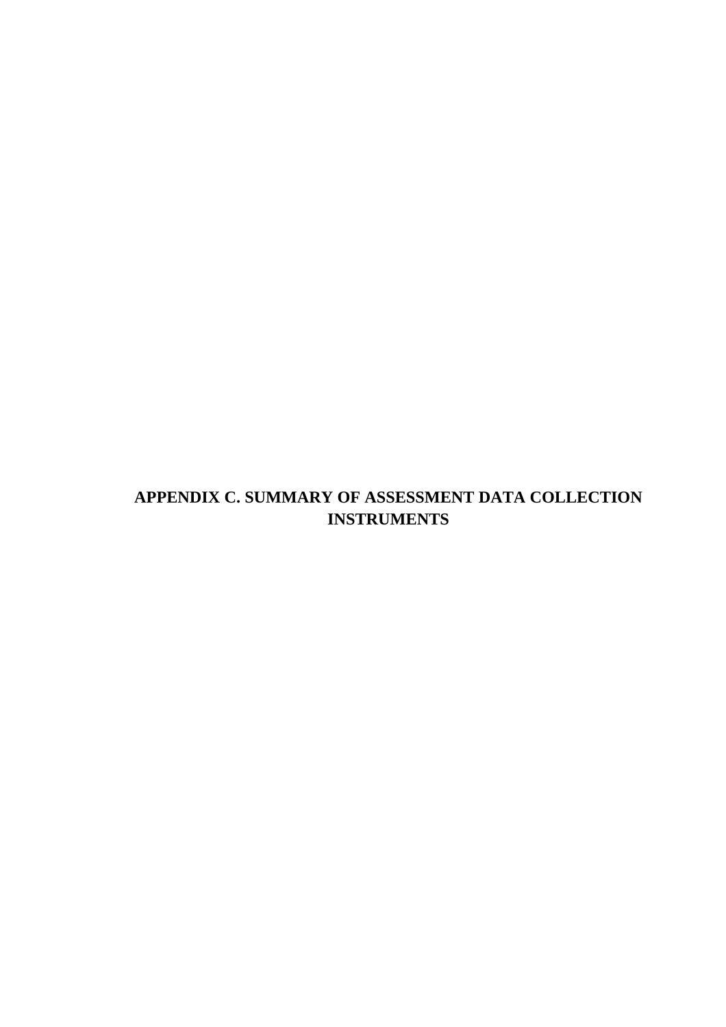# APPENDIX C. SUMMARY OF ASSESSMENT DATA COLLECTION INSTRUMENTS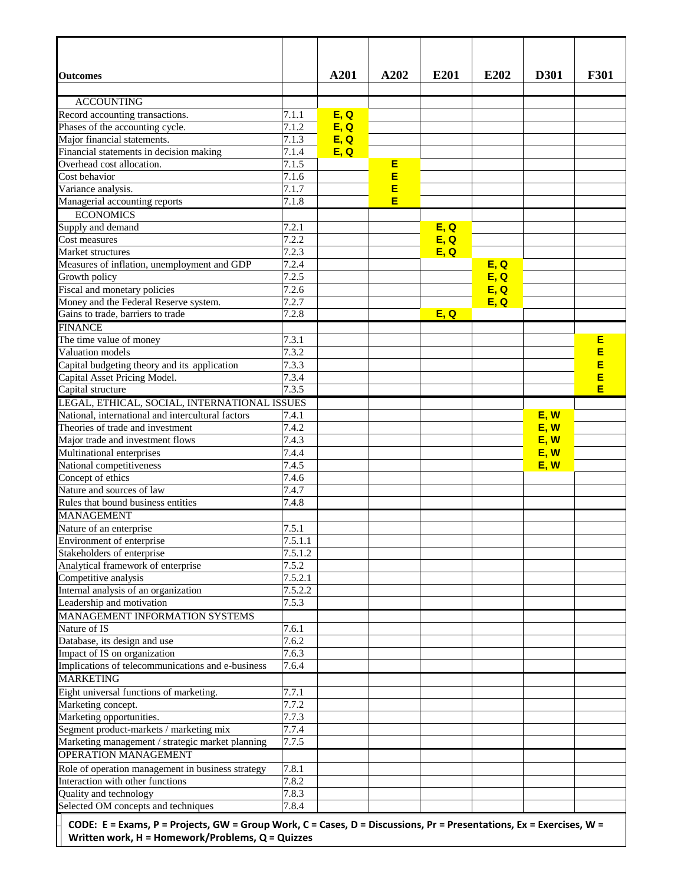| Outcomes | | A201 | A202 | E201 | E202 | D301 | F301 |
|---|---|---|---|---|---|---|---|
| ACCOUNTING | | | | | | | |
| Record accounting transactions. | 7.1.1 | E, Q | | | | | |
| Phases of the accounting cycle. | 7.1.2 | E, Q | | | | | |
| Major financial statements. | 7.1.3 | E, Q | | | | | |
| Financial statements in decision making | 7.1.4 | E, Q | | | | | |
| Overhead cost allocation. | 7.1.5 | | E | | | | |
| Cost behavior | 7.1.6 | | E | | | | |
| Variance analysis. | 7.1.7 | | E | | | | |
| Managerial accounting reports | 7.1.8 | | E | | | | |
| ECONOMICS | | | | | | | |
| Supply and demand | 7.2.1 | | | E, Q | | | |
| Cost measures | 7.2.2 | | | E, Q | | | |
| Market structures | 7.2.3 | | | E, Q | | | |
| Measures of inflation, unemployment and GDP | 7.2.4 | | | | E, Q | | |
| Growth policy | 7.2.5 | | | | E, Q | | |
| Fiscal and monetary policies | 7.2.6 | | | | E, Q | | |
| Money and the Federal Reserve system. | 7.2.7 | | | | E, Q | | |
| Gains to trade, barriers to trade | 7.2.8 | | | E, Q | | | |
| FINANCE | | | | | | | |
| The time value of money | 7.3.1 | | | | | | E |
| Valuation models | 7.3.2 | | | | | | E |
| Capital budgeting theory and its application | 7.3.3 | | | | | | E |
| Capital Asset Pricing Model. | 7.3.4 | | | | | | E |
| Capital structure | 7.3.5 | | | | | | E |
| LEGAL, ETHICAL, SOCIAL, INTERNATIONAL ISSUES | | | | | | | |
| National, international and intercultural factors | 7.4.1 | | | | | E, W | |
| Theories of trade and investment | 7.4.2 | | | | | E, W | |
| Major trade and investment flows | 7.4.3 | | | | | E, W | |
| Multinational enterprises | 7.4.4 | | | | | E, W | |
| National competitiveness | 7.4.5 | | | | | E, W | |
| Concept of ethics | 7.4.6 | | | | | | |
| Nature and sources of law | 7.4.7 | | | | | | |
| Rules that bound business entities | 7.4.8 | | | | | | |
| MANAGEMENT | | | | | | | |
| Nature of an enterprise | 7.5.1 | | | | | | |
| Environment of enterprise | 7.5.1.1 | | | | | | |
| Stakeholders of enterprise | 7.5.1.2 | | | | | | |
| Analytical framework of enterprise | 7.5.2 | | | | | | |
| Competitive analysis | 7.5.2.1 | | | | | | |
| Internal analysis of an organization | 7.5.2.2 | | | | | | |
| Leadership and motivation | 7.5.3 | | | | | | |
| MANAGEMENT INFORMATION SYSTEMS | | | | | | | |
| Nature of IS | 7.6.1 | | | | | | |
| Database, its design and use | 7.6.2 | | | | | | |
| Impact of IS on organization | 7.6.3 | | | | | | |
| Implications of telecommunications and e-business | 7.6.4 | | | | | | |
| MARKETING | | | | | | | |
| Eight universal functions of marketing. | 7.7.1 | | | | | | |
| Marketing concept. | 7.7.2 | | | | | | |
| Marketing opportunities. | 7.7.3 | | | | | | |
| Segment product-markets / marketing mix | 7.7.4 | | | | | | |
| Marketing management / strategic market planning | 7.7.5 | | | | | | |
| OPERATION MANAGEMENT | | | | | | | |
| Role of operation management in business strategy | 7.8.1 | | | | | | |
| Interaction with other functions | 7.8.2 | | | | | | |
| Quality and technology | 7.8.3 | | | | | | |
| Selected OM concepts and techniques | 7.8.4 | | | | | | |

**CODE: E = Exams, P = Projects, GW = Group Work, C = Cases, D = Discussions, Pr = Presentations, Ex = Exercises, W = Written work, H = Homework/Problems, Q = Quizzes**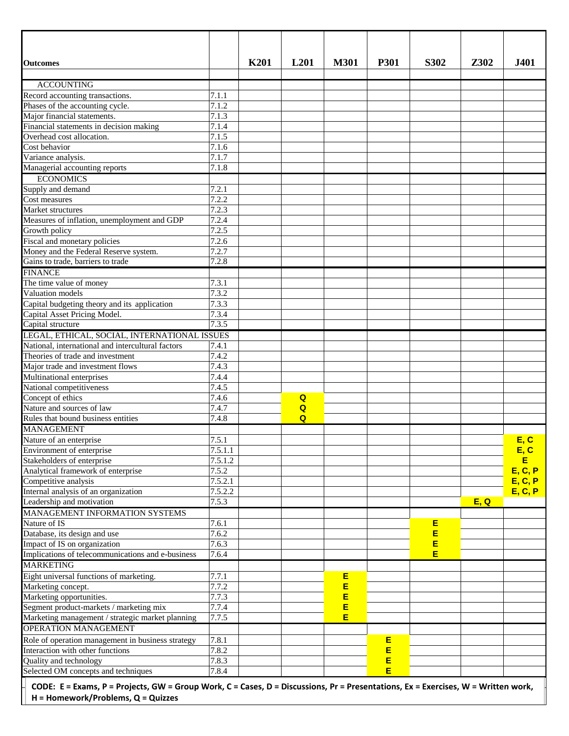| Outcomes | | K201 | L201 | M301 | P301 | S302 | Z302 | J401 |
|---|---|---|---|---|---|---|---|---|
| ACCOUNTING | | | | | | | | |
| Record accounting transactions. | 7.1.1 | | | | | | | |
| Phases of the accounting cycle. | 7.1.2 | | | | | | | |
| Major financial statements. | 7.1.3 | | | | | | | |
| Financial statements in decision making | 7.1.4 | | | | | | | |
| Overhead cost allocation. | 7.1.5 | | | | | | | |
| Cost behavior | 7.1.6 | | | | | | | |
| Variance analysis. | 7.1.7 | | | | | | | |
| Managerial accounting reports | 7.1.8 | | | | | | | |
| ECONOMICS | | | | | | | | |
| Supply and demand | 7.2.1 | | | | | | | |
| Cost measures | 7.2.2 | | | | | | | |
| Market structures | 7.2.3 | | | | | | | |
| Measures of inflation, unemployment and GDP | 7.2.4 | | | | | | | |
| Growth policy | 7.2.5 | | | | | | | |
| Fiscal and monetary policies | 7.2.6 | | | | | | | |
| Money and the Federal Reserve system. | 7.2.7 | | | | | | | |
| Gains to trade, barriers to trade | 7.2.8 | | | | | | | |
| FINANCE | | | | | | | | |
| The time value of money | 7.3.1 | | | | | | | |
| Valuation models | 7.3.2 | | | | | | | |
| Capital budgeting theory and its application | 7.3.3 | | | | | | | |
| Capital Asset Pricing Model. | 7.3.4 | | | | | | | |
| Capital structure | 7.3.5 | | | | | | | |
| LEGAL, ETHICAL, SOCIAL, INTERNATIONAL ISSUES | | | | | | | | |
| National, international and intercultural factors | 7.4.1 | | | | | | | |
| Theories of trade and investment | 7.4.2 | | | | | | | |
| Major trade and investment flows | 7.4.3 | | | | | | | |
| Multinational enterprises | 7.4.4 | | | | | | | |
| National competitiveness | 7.4.5 | | | | | | | |
| Concept of ethics | 7.4.6 | | Q | | | | | |
| Nature and sources of law | 7.4.7 | | Q | | | | | |
| Rules that bound business entities | 7.4.8 | | Q | | | | | |
| MANAGEMENT | | | | | | | | |
| Nature of an enterprise | 7.5.1 | | | | | | | E, C |
| Environment of enterprise | 7.5.1.1 | | | | | | | E, C |
| Stakeholders of enterprise | 7.5.1.2 | | | | | | | E |
| Analytical framework of enterprise | 7.5.2 | | | | | | | E, C, P |
| Competitive analysis | 7.5.2.1 | | | | | | | E, C, P |
| Internal analysis of an organization | 7.5.2.2 | | | | | | | E, C, P |
| Leadership and motivation | 7.5.3 | | | | | | E, Q | |
| MANAGEMENT INFORMATION SYSTEMS | | | | | | | | |
| Nature of IS | 7.6.1 | | | | | E | | |
| Database, its design and use | 7.6.2 | | | | | E | | |
| Impact of IS on organization | 7.6.3 | | | | | E | | |
| Implications of telecommunications and e-business | 7.6.4 | | | | | E | | |
| MARKETING | | | | | | | | |
| Eight universal functions of marketing. | 7.7.1 | | | E | | | | |
| Marketing concept. | 7.7.2 | | | E | | | | |
| Marketing opportunities. | 7.7.3 | | | E | | | | |
| Segment product-markets / marketing mix | 7.7.4 | | | E | | | | |
| Marketing management / strategic market planning | 7.7.5 | | | E | | | | |
| OPERATION MANAGEMENT | | | | | | | | |
| Role of operation management in business strategy | 7.8.1 | | | | E | | | |
| Interaction with other functions | 7.8.2 | | | | E | | | |
| Quality and technology | 7.8.3 | | | | E | | | |
| Selected OM concepts and techniques | 7.8.4 | | | | E | | | |

**CODE: E = Exams, P = Projects, GW = Group Work, C = Cases, D = Discussions, Pr = Presentations, Ex = Exercises, W = Written work, H = Homework/Problems, Q = Quizzes**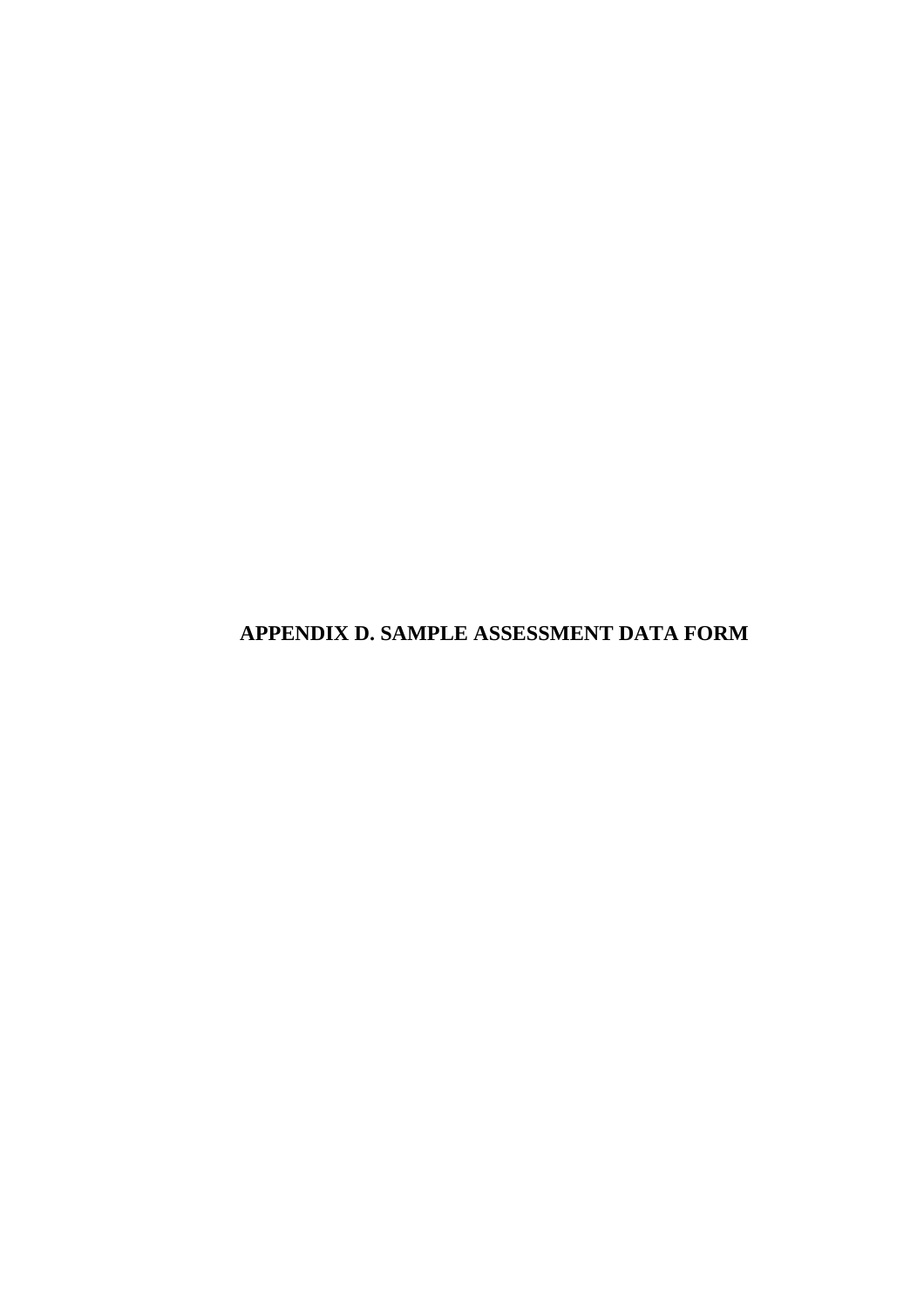# APPENDIX D. SAMPLE ASSESSMENT DATA FORM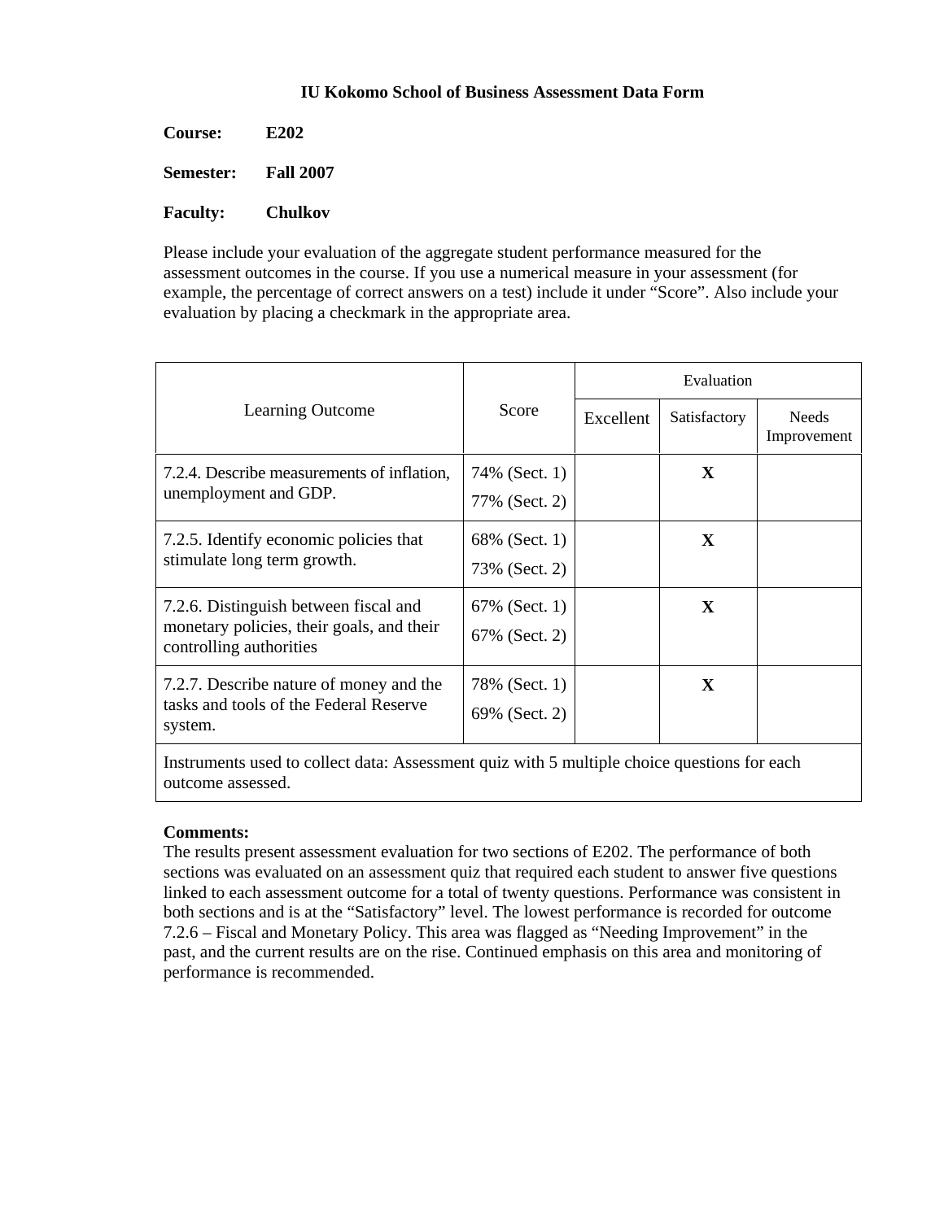# IU Kokomo School of Business Assessment Data Form

**Course:** **E202**

**Semester:** **Fall 2007**

**Faculty:** **Chulkov**

Please include your evaluation of the aggregate student performance measured for the assessment outcomes in the course. If you use a numerical measure in your assessment (for example, the percentage of correct answers on a test) include it under "Score". Also include your evaluation by placing a checkmark in the appropriate area.

| Learning Outcome | Score | Evaluation | | |
|---|---|---|---|---|
| | | Excellent | Satisfactory | Needs Improvement |
| 7.2.4. Describe measurements of inflation, unemployment and GDP. | 74% (Sect. 1)<br>77% (Sect. 2) | | **X** | |
| 7.2.5. Identify economic policies that stimulate long term growth. | 68% (Sect. 1)<br>73% (Sect. 2) | | **X** | |
| 7.2.6. Distinguish between fiscal and monetary policies, their goals, and their controlling authorities | 67% (Sect. 1)<br>67% (Sect. 2) | | **X** | |
| 7.2.7. Describe nature of money and the tasks and tools of the Federal Reserve system. | 78% (Sect. 1)<br>69% (Sect. 2) | | **X** | |
| Instruments used to collect data: Assessment quiz with 5 multiple choice questions for each outcome assessed. | | | | |

**Comments:**
The results present assessment evaluation for two sections of E202. The performance of both sections was evaluated on an assessment quiz that required each student to answer five questions linked to each assessment outcome for a total of twenty questions. Performance was consistent in both sections and is at the "Satisfactory" level. The lowest performance is recorded for outcome 7.2.6 – Fiscal and Monetary Policy. This area was flagged as "Needing Improvement" in the past, and the current results are on the rise. Continued emphasis on this area and monitoring of performance is recommended.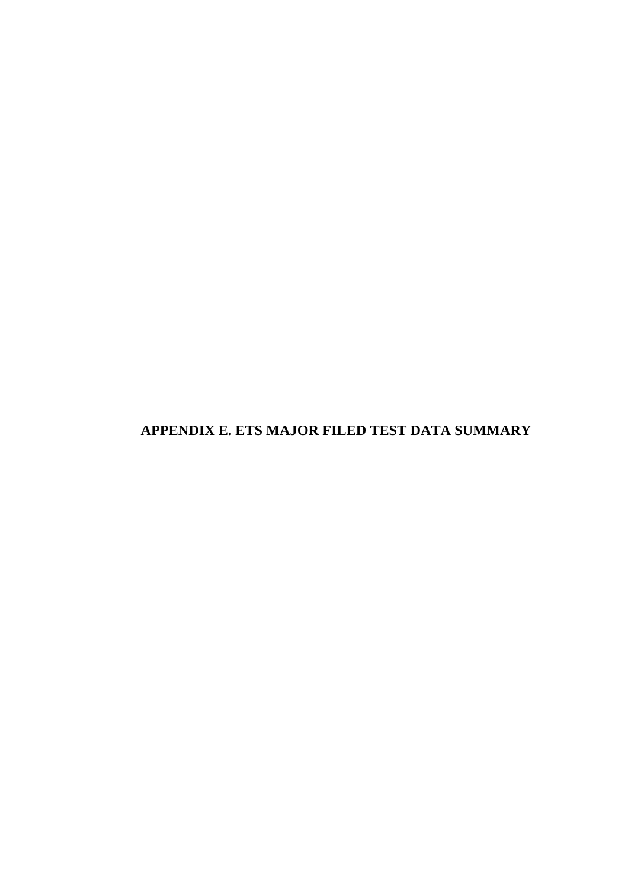# APPENDIX E. ETS MAJOR FILED TEST DATA SUMMARY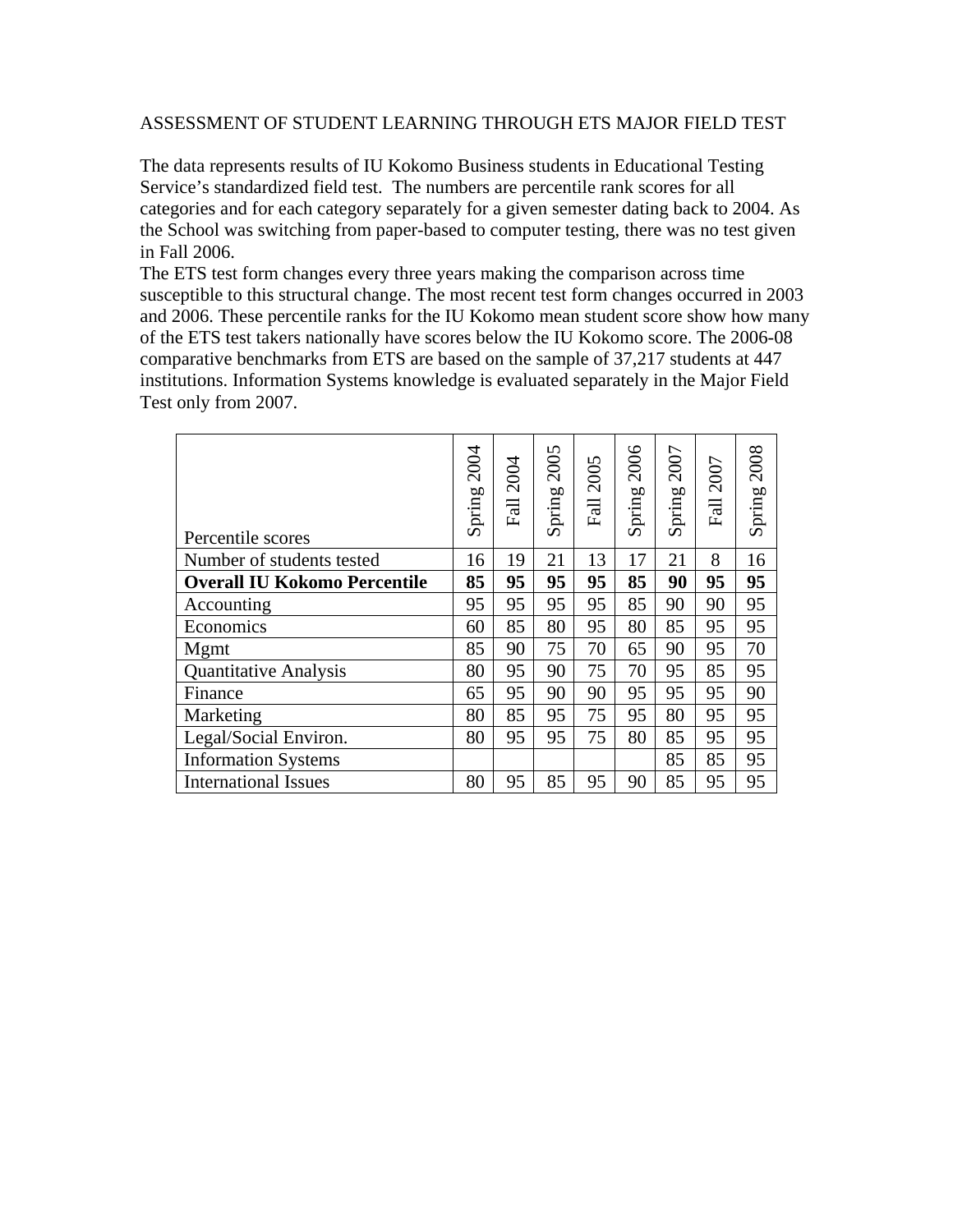ASSESSMENT OF STUDENT LEARNING THROUGH ETS MAJOR FIELD TEST

The data represents results of IU Kokomo Business students in Educational Testing Service's standardized field test. The numbers are percentile rank scores for all categories and for each category separately for a given semester dating back to 2004. As the School was switching from paper-based to computer testing, there was no test given in Fall 2006.

The ETS test form changes every three years making the comparison across time susceptible to this structural change. The most recent test form changes occurred in 2003 and 2006. These percentile ranks for the IU Kokomo mean student score show how many of the ETS test takers nationally have scores below the IU Kokomo score. The 2006-08 comparative benchmarks from ETS are based on the sample of 37,217 students at 447 institutions. Information Systems knowledge is evaluated separately in the Major Field Test only from 2007.

| Percentile scores | Spring 2004 | Fall 2004 | Spring 2005 | Fall 2005 | Spring 2006 | Spring 2007 | Fall 2007 | Spring 2008 |
|---|---|---|---|---|---|---|---|---|
| Number of students tested | 16 | 19 | 21 | 13 | 17 | 21 | 8 | 16 |
| **Overall IU Kokomo Percentile** | **85** | **95** | **95** | **95** | **85** | **90** | **95** | **95** |
| Accounting | 95 | 95 | 95 | 95 | 85 | 90 | 90 | 95 |
| Economics | 60 | 85 | 80 | 95 | 80 | 85 | 95 | 95 |
| Mgmt | 85 | 90 | 75 | 70 | 65 | 90 | 95 | 70 |
| Quantitative Analysis | 80 | 95 | 90 | 75 | 70 | 95 | 85 | 95 |
| Finance | 65 | 95 | 90 | 90 | 95 | 95 | 95 | 90 |
| Marketing | 80 | 85 | 95 | 75 | 95 | 80 | 95 | 95 |
| Legal/Social Environ. | 80 | 95 | 95 | 75 | 80 | 85 | 95 | 95 |
| Information Systems | | | | | | 85 | 85 | 95 |
| International Issues | 80 | 95 | 85 | 95 | 90 | 85 | 95 | 95 |